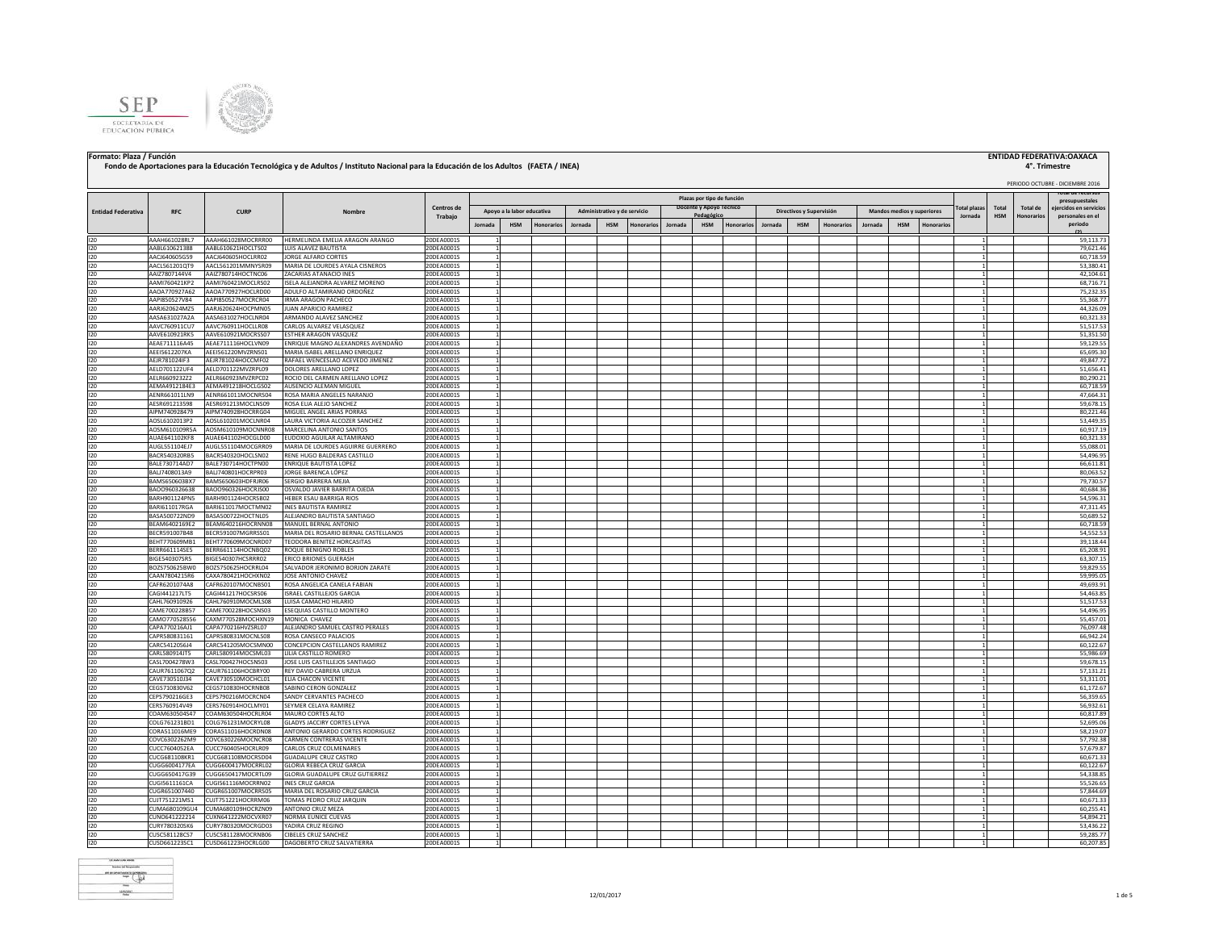**Formato: Plaza / Función**

**Fondo de Aportaciones para la Educación Tecnológica y de Adultos / Instituto Nacional para la Educación de los Adultos (FAETA / INEA)**

**ENTIDAD FEDERATIVA:OAXACA**

**4°. Trimestre**

PERIODO OCTUBRE - DICIEMBRE 2016

| Entidad Federativa | RFC | CURP | Nombre | Centros de Trabajo | Plazas por tipo de función | | | | | | | | | | | | | | | Total plazas Jornada | Total HSM | Total de Honorarios | Total de recursos presupuestales ejercidos en servicios personales en el periodo (2) |
|---|---|---|---|---|---|---|---|---|---|---|---|---|---|---|---|---|---|---|---|---|---|---|---|
| | | | | | Apoyo a la labor educativa | | | Administrativo y de servicio | | | Docente y Apoyo Técnico Pedagógico | | | Directivos y Supervisión | | | Mandos medios y superiores | | | | | | |
| | | | | | Jornada | HSM | Honorarios | Jornada | HSM | Honorarios | Jornada | HSM | Honorarios | Jornada | HSM | Honorarios | Jornada | HSM | Honorarios | | | | |
| I20 | AAAH661028RL7 | AAAH661028MOCRRR00 | HERMELINDA EMELIA ARAGON ARANGO | 20DEA0001S | 1 | | | | | | | | | | | | | | | 1 | | | 59,113.73 |
| I20 | AABL610621388 | AABL610621HOCLTS02 | LUIS ALAVEZ BAUTISTA | 20DEA0001S | 1 | | | | | | | | | | | | | | | 1 | | | 79,621.46 |
| I20 | AACJ640605G59 | AACJ640605HOCLRR02 | JORGE ALFARO CORTES | 20DEA0001S | 1 | | | | | | | | | | | | | | | 1 | | | 60,718.59 |
| I20 | AACL561201QT9 | AACL561201MMNYSR09 | MARIA DE LOURDES AYALA CISNEROS | 20DEA0001S | 1 | | | | | | | | | | | | | | | 1 | | | 53,380.41 |
| I20 | AAIZ7807144V4 | AAIZ780714HOCTNC06 | ZACARIAS ATANACIO INES | 20DEA0001S | 1 | | | | | | | | | | | | | | | 1 | | | 42,104.61 |
| I20 | AAMI760421KP2 | AAMI760421MOCLRS02 | ISELA ALEJANDRA ALVAREZ MORENO | 20DEA0001S | 1 | | | | | | | | | | | | | | | 1 | | | 68,716.71 |
| I20 | AAOA770927A62 | AAOA770927HOCLRD00 | ADULFO ALTAMIRANO ORDOÑEZ | 20DEA0001S | 1 | | | | | | | | | | | | | | | 1 | | | 75,232.35 |
| I20 | AAPI850527V84 | AAPI850527MOCRCR04 | IRMA ARAGON PACHECO | 20DEA0001S | 1 | | | | | | | | | | | | | | | 1 | | | 55,368.77 |
| I20 | AARJ620624MZ5 | AARJ620624HOCPMN05 | JUAN APARICIO RAMIREZ | 20DEA0001S | 1 | | | | | | | | | | | | | | | 1 | | | 44,326.09 |
| I20 | AASA631027A2A | AASA631027HOCLNR04 | ARMANDO ALAVEZ SANCHEZ | 20DEA0001S | 1 | | | | | | | | | | | | | | | 1 | | | 60,321.33 |
| I20 | AAVC760911CU7 | AAVC760911HOCLLR08 | CARLOS ALVAREZ VELASQUEZ | 20DEA0001S | 1 | | | | | | | | | | | | | | | 1 | | | 51,517.53 |
| I20 | AAVE610921RK5 | AAVE610921MOCRSS07 | ESTHER ARAGON VASQUEZ | 20DEA0001S | 1 | | | | | | | | | | | | | | | 1 | | | 51,351.50 |
| I20 | AEAE711116A45 | AEAE711116HOCLVN09 | ENRIQUE MAGNO ALEXANDRES AVENDAÑO | 20DEA0001S | 1 | | | | | | | | | | | | | | | 1 | | | 59,129.55 |
| I20 | AEEI5612207KA | AEEI561220MVZRNS01 | MARIA ISABEL ARELLANO ENRIQUEZ | 20DEA0001S | 1 | | | | | | | | | | | | | | | 1 | | | 65,695.30 |
| I20 | AEJR781024IF3 | AEJR781024HOCCMF02 | RAFAEL WENCESLAO ACEVEDO JIMENEZ | 20DEA0001S | 1 | | | | | | | | | | | | | | | 1 | | | 49,847.72 |
| I20 | AELD701122UF4 | AELD701122MVZRPL09 | DOLORES ARELLANO LOPEZ | 20DEA0001S | 1 | | | | | | | | | | | | | | | 1 | | | 51,656.41 |
| I20 | AELR6609232Z2 | AELR660923MVZRPC02 | ROCIO DEL CARMEN ARELLANO LOPEZ | 20DEA0001S | 1 | | | | | | | | | | | | | | | 1 | | | 80,290.21 |
| I20 | AEMA4912184E3 | AEMA491218HOCLGS02 | AUSENCIO ALEMAN MIGUEL | 20DEA0001S | 1 | | | | | | | | | | | | | | | 1 | | | 60,718.59 |
| I20 | AENR661011LN9 | AENR661011MOCRRS04 | ROSA MARIA ANGELES NARANJO | 20DEA0001S | 1 | | | | | | | | | | | | | | | 1 | | | 47,664.31 |
| I20 | AESR691213598 | AESR691213MOCLNS09 | ROSA ELIA ALEJO SANCHEZ | 20DEA0001S | 1 | | | | | | | | | | | | | | | 1 | | | 59,678.15 |
| I20 | AIPM740928479 | AIPM740928HOCRRG04 | MIGUEL ANGEL ARIAS PORRAS | 20DEA0001S | 1 | | | | | | | | | | | | | | | 1 | | | 80,221.46 |
| I20 | AOSL6102013P2 | AOSL610201MOCLNR04 | LAURA VICTORIA ALCOZER SANCHEZ | 20DEA0001S | 1 | | | | | | | | | | | | | | | 1 | | | 53,449.35 |
| I20 | AOSM610109R5A | AOSM610109MOCNNR08 | MARCELINA ANTONIO SANTOS | 20DEA0001S | 1 | | | | | | | | | | | | | | | 1 | | | 60,917.19 |
| I20 | AUAE641102KF8 | AUAE641102HOCGLD00 | EUDOXIO AGUILAR ALTAMIRANO | 20DEA0001S | 1 | | | | | | | | | | | | | | | 1 | | | 60,321.33 |
| I20 | AUGL551104EJ7 | AUGL551104MOCGRR09 | MARIA DE LOURDES AGUIRRE GUERRERO | 20DEA0001S | 1 | | | | | | | | | | | | | | | 1 | | | 55,088.01 |
| I20 | BACR540320RB5 | BACR540320HOCLSN02 | RENE HUGO BALDERAS CASTILLO | 20DEA0001S | 1 | | | | | | | | | | | | | | | 1 | | | 54,496.95 |
| I20 | BALE730714AD7 | BALE730714HOCTPN00 | ENRIQUE BAUTISTA LOPEZ | 20DEA0001S | 1 | | | | | | | | | | | | | | | 1 | | | 66,611.81 |
| I20 | BALJ7408013A9 | BALJ740801HOCRPR03 | JORGE BARENCA LÓPEZ | 20DEA0001S | 1 | | | | | | | | | | | | | | | 1 | | | 80,063.52 |
| I20 | BAMS650603BX7 | BAMS650603HDFRJR06 | SERGIO BARRERA MEJIA | 20DEA0001S | 1 | | | | | | | | | | | | | | | 1 | | | 79,730.57 |
| I20 | BAOO960326638 | BAOO960326HOCRJS00 | OSVALDO JAVIER BARRITA OJEDA | 20DEA0001S | 1 | | | | | | | | | | | | | | | 1 | | | 40,684.36 |
| I20 | BARH901124PN5 | BARH901124HOCRSB02 | HEBER ESAU BARRIGA RIOS | 20DEA0001S | 1 | | | | | | | | | | | | | | | 1 | | | 54,596.31 |
| I20 | BARI611017RGA | BARI611017MOCTMN02 | INES BAUTISTA RAMIREZ | 20DEA0001S | 1 | | | | | | | | | | | | | | | 1 | | | 47,311.45 |
| I20 | BASA500722ND9 | BASA500722HOCTNL05 | ALEJANDRO BAUTISTA SANTIAGO | 20DEA0001S | 1 | | | | | | | | | | | | | | | 1 | | | 50,689.52 |
| I20 | BEAM6402169E2 | BEAM640216HOCRNN08 | MANUEL BERNAL ANTONIO | 20DEA0001S | 1 | | | | | | | | | | | | | | | 1 | | | 60,718.59 |
| I20 | BECR591007B48 | BECR591007MGRRSS01 | MARIA DEL ROSARIO BERNAL CASTELLANOS | 20DEA0001S | 1 | | | | | | | | | | | | | | | 1 | | | 54,552.53 |
| I20 | BEHT770609MB1 | BEHT770609MOCNRD07 | TEODORA BENITEZ HORCASITAS | 20DEA0001S | 1 | | | | | | | | | | | | | | | 1 | | | 39,118.44 |
| I20 | BERR661114SE5 | BERR661114HOCNBQ02 | ROQUE BENIGNO ROBLES | 20DEA0001S | 1 | | | | | | | | | | | | | | | 1 | | | 65,208.91 |
| I20 | BIGE540307SR5 | BIGE540307HCSRRR02 | ERICO BRIONES GUERASH | 20DEA0001S | 1 | | | | | | | | | | | | | | | 1 | | | 63,307.15 |
| I20 | BOZS750625BW0 | BOZS750625HOCRRL04 | SALVADOR JERONIMO BORJON ZARATE | 20DEA0001S | 1 | | | | | | | | | | | | | | | 1 | | | 59,829.55 |
| I20 | CAAN7804215R6 | CAXA780421HOCHXN02 | JOSE ANTONIO CHAVEZ | 20DEA0001S | 1 | | | | | | | | | | | | | | | 1 | | | 59,995.05 |
| I20 | CAFR6201074A8 | CAFR620107MOCNBS01 | ROSA ANGELICA CANELA FABIAN | 20DEA0001S | 1 | | | | | | | | | | | | | | | 1 | | | 49,693.91 |
| I20 | CAGI441217LT5 | CAGI441217HOCSRS06 | ISRAEL CASTILLEJOS GARCIA | 20DEA0001S | 1 | | | | | | | | | | | | | | | 1 | | | 54,463.85 |
| I20 | CAHL760910926 | CAHL760910MOCMLS08 | LUISA CAMACHO HILARIO | 20DEA0001S | 1 | | | | | | | | | | | | | | | 1 | | | 51,517.53 |
| I20 | CAME700228857 | CAME700228HOCSNS03 | ESEQUIAS CASTILLO MONTERO | 20DEA0001S | 1 | | | | | | | | | | | | | | | 1 | | | 54,496.95 |
| I20 | CAMO770528556 | CAXM770528MOCHXN19 | MONICA CHAVEZ | 20DEA0001S | 1 | | | | | | | | | | | | | | | 1 | | | 55,457.01 |
| I20 | CAPA770216AJ1 | CAPA770216HVZSRL07 | ALEJANDRO SAMUEL CASTRO PERALES | 20DEA0001S | 1 | | | | | | | | | | | | | | | 1 | | | 76,097.48 |
| I20 | CAPR580831161 | CAPR580831MOCNLS08 | ROSA CANSECO PALACIOS | 20DEA0001S | 1 | | | | | | | | | | | | | | | 1 | | | 66,942.24 |
| I20 | CARC541205GJ4 | CARC541205MOCSMN00 | CONCEPCION CASTELLANOS RAMIREZ | 20DEA0001S | 1 | | | | | | | | | | | | | | | 1 | | | 60,122.67 |
| I20 | CARL580914JT5 | CARL580914MOCSML03 | LILIA CASTILLO ROMERO | 20DEA0001S | 1 | | | | | | | | | | | | | | | 1 | | | 55,986.69 |
| I20 | CASL7004278W3 | CASL700427HOCSNS03 | JOSE LUIS CASTILLEJOS SANTIAGO | 20DEA0001S | 1 | | | | | | | | | | | | | | | 1 | | | 59,678.15 |
| I20 | CAUR7611067Q2 | CAUR761106HOCBRY00 | REY DAVID CABRERA URZUA | 20DEA0001S | 1 | | | | | | | | | | | | | | | 1 | | | 57,131.21 |
| I20 | CAVE730510J34 | CAVE730510MOCHCL01 | ELIA CHACON VICENTE | 20DEA0001S | 1 | | | | | | | | | | | | | | | 1 | | | 53,311.01 |
| I20 | CEGS710830V62 | CEGS710830HOCRNB08 | SABINO CERON GONZALEZ | 20DEA0001S | 1 | | | | | | | | | | | | | | | 1 | | | 61,172.67 |
| I20 | CEPS790216GE3 | CEPS790216MOCRCN04 | SANDY CERVANTES PACHECO | 20DEA0001S | 1 | | | | | | | | | | | | | | | 1 | | | 56,359.65 |
| I20 | CERS760914V49 | CERS760914HOCLMY01 | SEYMER CELAYA RAMIREZ | 20DEA0001S | 1 | | | | | | | | | | | | | | | 1 | | | 56,932.61 |
| I20 | COAM630504S47 | COAM630504HOCRLR04 | MAURO CORTES ALTO | 20DEA0001S | 1 | | | | | | | | | | | | | | | 1 | | | 60,817.89 |
| I20 | COLG761231BD1 | COLG761231MOCRYL08 | GLADYS JACCIRY CORTES LEYVA | 20DEA0001S | 1 | | | | | | | | | | | | | | | 1 | | | 52,695.06 |
| I20 | CORA511016ME9 | CORA511016HOCRDN08 | ANTONIO GERARDO CORTES RODRIGUEZ | 20DEA0001S | 1 | | | | | | | | | | | | | | | 1 | | | 58,219.07 |
| I20 | COVC6302262M9 | COVC630226MOCNCR08 | CARMEN CONTRERAS VICENTE | 20DEA0001S | 1 | | | | | | | | | | | | | | | 1 | | | 57,792.38 |
| I20 | CUCC7604052EA | CUCC760405HOCRLR09 | CARLOS CRUZ COLMENARES | 20DEA0001S | 1 | | | | | | | | | | | | | | | 1 | | | 57,679.87 |
| I20 | CUCG681108KR1 | CUCG681108MOCRSD04 | GUADALUPE CRUZ CASTRO | 20DEA0001S | 1 | | | | | | | | | | | | | | | 1 | | | 60,671.33 |
| I20 | CUGG6004177EA | CUGG600417MOCRRL02 | GLORIA REBECA CRUZ GARCIA | 20DEA0001S | 1 | | | | | | | | | | | | | | | 1 | | | 60,122.67 |
| I20 | CUGG650417G39 | CUGG650417MOCRTL09 | GLORIA GUADALUPE CRUZ GUTIERREZ | 20DEA0001S | 1 | | | | | | | | | | | | | | | 1 | | | 54,338.85 |
| I20 | CUGI5611161CA | CUGI561116MOCRRN02 | INES CRUZ GARCIA | 20DEA0001S | 1 | | | | | | | | | | | | | | | 1 | | | 55,526.65 |
| I20 | CUGR651007440 | CUGR651007MOCRRS05 | MARIA DEL ROSARIO CRUZ GARCIA | 20DEA0001S | 1 | | | | | | | | | | | | | | | 1 | | | 57,844.69 |
| I20 | CUJT751221MS1 | CUJT751221HOCRRM06 | TOMAS PEDRO CRUZ JARQUIN | 20DEA0001S | 1 | | | | | | | | | | | | | | | 1 | | | 60,671.33 |
| I20 | CUMA680109GU4 | CUMA680109HOCRZN09 | ANTONIO CRUZ MEZA | 20DEA0001S | 1 | | | | | | | | | | | | | | | 1 | | | 60,255.41 |
| I20 | CUNO641222214 | CUXN641222MOCVXR07 | NORMA EUNICE CUEVAS | 20DEA0001S | 1 | | | | | | | | | | | | | | | 1 | | | 54,894.21 |
| I20 | CURY780320SK6 | CURY780320MOCRGD03 | YADIRA CRUZ REGINO | 20DEA0001S | 1 | | | | | | | | | | | | | | | 1 | | | 53,436.22 |
| I20 | CUSC581128CS7 | CUSC581128MOCRNB06 | CIBELES CRUZ SANCHEZ | 20DEA0001S | 1 | | | | | | | | | | | | | | | 1 | | | 59,285.77 |
| I20 | CUSD661223SC1 | CUSD661223HOCRLG00 | DAGOBERTO CRUZ SALVATIERRA | 20DEA0001S | 1 | | | | | | | | | | | | | | | 1 | | | 60,207.85 |

12/01/2017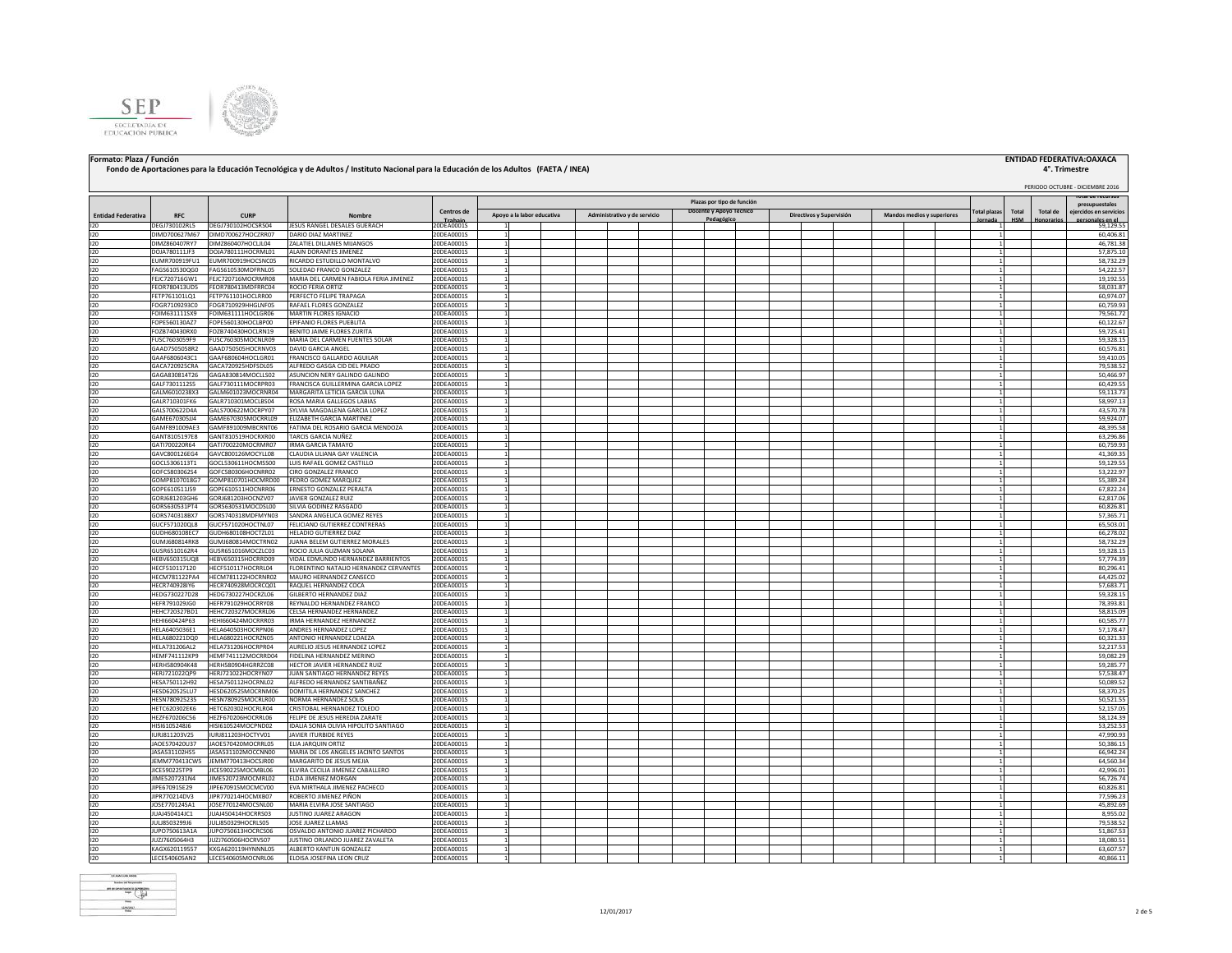**Formato: Plaza / Función**

**Fondo de Aportaciones para la Educación Tecnológica y de Adultos / Instituto Nacional para la Educación de los Adultos (FAETA / INEA)**

**ENTIDAD FEDERATIVA:OAXACA**

**4°. Trimestre**

PERIODO OCTUBRE - DICIEMBRE 2016

| Entidad Federativa | RFC | CURP | Nombre | Centros de Trabajo | Plazas por tipo de función | | | | | | | | | | | | | | | Total plazas Jornada | Total HSM | Total de Honorarios | Total de recursos presupuestales ejercidos en servicios personales en el |
|---|---|---|---|---|---|---|---|---|---|---|---|---|---|---|---|---|---|---|---|---|---|---|---|
| | | | | | Apoyo a la labor educativa | | | Administrativo y de servicio | | | Docente y Apoyo Técnico Pedagógico | | | Directivos y Supervisión | | | Mandos medios y superiores | | | | | | |
| I20 | DEGJ730102RL5 | DEGJ730102HOCSRS04 | JESUS RANGEL DESALES GUERACH | 20DEA0001S | 1 | | | | | | | | | | | | | | | 1 | | | 59,129.55 |
| I20 | DIMD700627M67 | DIMD700627HOCZRR07 | DARIO DIAZ MARTINEZ | 20DEA0001S | 1 | | | | | | | | | | | | | | | 1 | | | 60,406.81 |
| I20 | DIMZ860407RY7 | DIMZ860407HOCLJL04 | ZALATIEL DILLANES MIJANGOS | 20DEA0001S | 1 | | | | | | | | | | | | | | | 1 | | | 46,781.38 |
| I20 | DOJA780111JF3 | DOJA780111HOCRML01 | ALAIN DORANTES JIMENEZ | 20DEA0001S | 1 | | | | | | | | | | | | | | | 1 | | | 57,875.10 |
| I20 | EUMR700919FU1 | EUMR700919HOCSNC05 | RICARDO ESTUDILLO MONTALVO | 20DEA0001S | 1 | | | | | | | | | | | | | | | 1 | | | 58,732.29 |
| I20 | FAGS610530QG0 | FAGS610530MDFRNL05 | SOLEDAD FRANCO GONZALEZ | 20DEA0001S | 1 | | | | | | | | | | | | | | | 1 | | | 54,222.57 |
| I20 | FEJC720716GW1 | FEJC720716MOCRMR08 | MARIA DEL CARMEN FABIOLA FERIA JIMENEZ | 20DEA0001S | 1 | | | | | | | | | | | | | | | 1 | | | 19,192.55 |
| I20 | FEOR780413UD5 | FEOR780413MDFRRC04 | ROCIO FERIA ORTIZ | 20DEA0001S | 1 | | | | | | | | | | | | | | | 1 | | | 58,031.87 |
| I20 | FETP761101LQ1 | FETP761101HOCLRR00 | PERFECTO FELIPE TRAPAGA | 20DEA0001S | 1 | | | | | | | | | | | | | | | 1 | | | 60,974.07 |
| I20 | FOGR7109293C0 | FOGR710929HHGLNF05 | RAFAEL FLORES GONZALEZ | 20DEA0001S | 1 | | | | | | | | | | | | | | | 1 | | | 60,759.93 |
| I20 | FOIM631111SX9 | FOIM631111HOCLGR06 | MARTIN FLORES IGNACIO | 20DEA0001S | 1 | | | | | | | | | | | | | | | 1 | | | 79,561.72 |
| I20 | FOPE560130AZ7 | FOPE560130HOCLBP00 | EPIFANIO FLORES PUEBLITA | 20DEA0001S | 1 | | | | | | | | | | | | | | | 1 | | | 60,122.67 |
| I20 | FOZB740430RX0 | FOZB740430HOCLRN19 | BENITO JAIME FLORES ZURITA | 20DEA0001S | 1 | | | | | | | | | | | | | | | 1 | | | 59,725.41 |
| I20 | FUSC7603059F9 | FUSC760305MOCNLR09 | MARIA DEL CARMEN FUENTES SOLAR | 20DEA0001S | 1 | | | | | | | | | | | | | | | 1 | | | 59,328.15 |
| I20 | GAAD7505058R2 | GAAD750505HOCRNV03 | DAVID GARCIA ANGEL | 20DEA0001S | 1 | | | | | | | | | | | | | | | 1 | | | 60,576.81 |
| I20 | GAAF6806043C1 | GAAF680604HOCLGR01 | FRANCISCO GALLARDO AGUILAR | 20DEA0001S | 1 | | | | | | | | | | | | | | | 1 | | | 59,410.05 |
| I20 | GACA720925CRA | GACA720925HDFSDL05 | ALFREDO GASGA CID DEL PRADO | 20DEA0001S | 1 | | | | | | | | | | | | | | | 1 | | | 79,538.52 |
| I20 | GAGA830814T26 | GAGA830814MOCLLS02 | ASUNCION NERY GALINDO GALINDO | 20DEA0001S | 1 | | | | | | | | | | | | | | | 1 | | | 50,466.97 |
| I20 | GALF7301112S5 | GALF730111MOCRPR03 | FRANCISCA GUILLERMINA GARCIA LOPEZ | 20DEA0001S | 1 | | | | | | | | | | | | | | | 1 | | | 60,429.55 |
| I20 | GALM6010238X3 | GALM601023MOCRNR04 | MARGARITA LETICIA GARCIA LUNA | 20DEA0001S | 1 | | | | | | | | | | | | | | | 1 | | | 59,113.73 |
| I20 | GALR710301FK6 | GALR710301MOCLBS04 | ROSA MARIA GALLEGOS LABIAS | 20DEA0001S | 1 | | | | | | | | | | | | | | | 1 | | | 58,997.13 |
| I20 | GALS700622D4A | GALS700622MOCRPY07 | SYLVIA MAGDALENA GARCIA LOPEZ | 20DEA0001S | 1 | | | | | | | | | | | | | | | 1 | | | 43,570.78 |
| I20 | GAME670305JJ4 | GAME670305MOCRRL09 | ELIZABETH GARCIA MARTINEZ | 20DEA0001S | 1 | | | | | | | | | | | | | | | 1 | | | 59,924.07 |
| I20 | GAMF891009AE3 | GAMF891009MBCRNT06 | FATIMA DEL ROSARIO GARCIA MENDOZA | 20DEA0001S | 1 | | | | | | | | | | | | | | | 1 | | | 48,395.58 |
| I20 | GANT8105197E8 | GANT810519HOCRXR00 | TARCIS GARCIA NUÑEZ | 20DEA0001S | 1 | | | | | | | | | | | | | | | 1 | | | 63,296.86 |
| I20 | GATI700220R64 | GATI700220MOCRMR07 | IRMA GARCIA TAMAYO | 20DEA0001S | 1 | | | | | | | | | | | | | | | 1 | | | 60,759.93 |
| I20 | GAVC800126EG4 | GAVC800126MOCYLL08 | CLAUDIA LILIANA GAY VALENCIA | 20DEA0001S | 1 | | | | | | | | | | | | | | | 1 | | | 41,369.35 |
| I20 | GOCL5306113T1 | GOCL530611HOCMSS00 | LUIS RAFAEL GOMEZ CASTILLO | 20DEA0001S | 1 | | | | | | | | | | | | | | | 1 | | | 59,129.55 |
| I20 | GOFC5803062S4 | GOFC580306HOCNRR02 | CIRO GONZALEZ FRANCO | 20DEA0001S | 1 | | | | | | | | | | | | | | | 1 | | | 53,222.97 |
| I20 | GOMP8107018G7 | GOMP810701HOCMRD00 | PEDRO GOMEZ MARQUEZ | 20DEA0001S | 1 | | | | | | | | | | | | | | | 1 | | | 55,389.24 |
| I20 | GOPE610511J59 | GOPE610511HOCNRR06 | ERNESTO GONZALEZ PERALTA | 20DEA0001S | 1 | | | | | | | | | | | | | | | 1 | | | 67,822.24 |
| I20 | GORJ681203GH6 | GORJ681203HOCNZV07 | JAVIER GONZALEZ RUIZ | 20DEA0001S | 1 | | | | | | | | | | | | | | | 1 | | | 62,817.06 |
| I20 | GORS630531PT4 | GORS630531MOCDSL00 | SILVIA GODINEZ RASGADO | 20DEA0001S | 1 | | | | | | | | | | | | | | | 1 | | | 60,826.81 |
| I20 | GORS740318BX7 | GORS740318MDFMYN03 | SANDRA ANGELICA GOMEZ REYES | 20DEA0001S | 1 | | | | | | | | | | | | | | | 1 | | | 57,365.71 |
| I20 | GUCF571020QL8 | GUCF571020HOCTNL07 | FELICIANO GUTIERREZ CONTRERAS | 20DEA0001S | 1 | | | | | | | | | | | | | | | 1 | | | 65,503.01 |
| I20 | GUDH680108EC7 | GUDH680108HOCTZL01 | HELADIO GUTIERREZ DIAZ | 20DEA0001S | 1 | | | | | | | | | | | | | | | 1 | | | 66,278.02 |
| I20 | GUMJ680814RK8 | GUMJ680814MOCTRN02 | JUANA BELEM GUTIERREZ MORALES | 20DEA0001S | 1 | | | | | | | | | | | | | | | 1 | | | 58,732.29 |
| I20 | GUSR6510162R4 | GUSR651016MOCZLC03 | ROCIO JULIA GUZMAN SOLANA | 20DEA0001S | 1 | | | | | | | | | | | | | | | 1 | | | 59,328.15 |
| I20 | HEBV650315UQ8 | HEBV650315HOCRRD09 | VIDAL EDMUNDO HERNANDEZ BARRIENTOS | 20DEA0001S | 1 | | | | | | | | | | | | | | | 1 | | | 57,774.39 |
| I20 | HECF510117120 | HECF510117HOCRRL04 | FLORENTINO NATALIO HERNANDEZ CERVANTES | 20DEA0001S | 1 | | | | | | | | | | | | | | | 1 | | | 80,296.41 |
| I20 | HECM781122PA4 | HECM781122HOCRNR02 | MAURO HERNANDEZ CANSECO | 20DEA0001S | 1 | | | | | | | | | | | | | | | 1 | | | 64,425.02 |
| I20 | HECR740928IY6 | HECR740928MOCRCQ01 | RAQUEL HERNANDEZ COCA | 20DEA0001S | 1 | | | | | | | | | | | | | | | 1 | | | 57,683.71 |
| I20 | HEDG730227D28 | HEDG730227HOCRZL06 | GILBERTO HERNANDEZ DIAZ | 20DEA0001S | 1 | | | | | | | | | | | | | | | 1 | | | 59,328.15 |
| I20 | HEFR791029JG0 | HEFR791029HOCRRY08 | REYNALDO HERNANDEZ FRANCO | 20DEA0001S | 1 | | | | | | | | | | | | | | | 1 | | | 78,393.81 |
| I20 | HEHC720327BD1 | HEHC720327MOCRRL06 | CELSA HERNANDEZ HERNANDEZ | 20DEA0001S | 1 | | | | | | | | | | | | | | | 1 | | | 58,815.09 |
| I20 | HEHI660424P63 | HEHI660424MOCRRR03 | IRMA HERNANDEZ HERNANDEZ | 20DEA0001S | 1 | | | | | | | | | | | | | | | 1 | | | 60,585.77 |
| I20 | HELA6405036E1 | HELA640503HOCRPN06 | ANDRES HERNANDEZ LOPEZ | 20DEA0001S | 1 | | | | | | | | | | | | | | | 1 | | | 57,178.47 |
| I20 | HELA680221DQ0 | HELA680221HOCRZN05 | ANTONIO HERNANDEZ LOAEZA | 20DEA0001S | 1 | | | | | | | | | | | | | | | 1 | | | 60,321.33 |
| I20 | HELA731206AL2 | HELA731206HOCRPR04 | AURELIO JESUS HERNANDEZ LOPEZ | 20DEA0001S | 1 | | | | | | | | | | | | | | | 1 | | | 52,217.53 |
| I20 | HEMF741112KP9 | HEMF741112MOCRRD04 | FIDELINA HERNANDEZ MERINO | 20DEA0001S | 1 | | | | | | | | | | | | | | | 1 | | | 59,082.29 |
| I20 | HERH580904K48 | HERH580904HGRRZC08 | HECTOR JAVIER HERNANDEZ RUIZ | 20DEA0001S | 1 | | | | | | | | | | | | | | | 1 | | | 59,285.77 |
| I20 | HERJ721022QP9 | HERJ721022HOCRYN07 | JUAN SANTIAGO HERNANDEZ REYES | 20DEA0001S | 1 | | | | | | | | | | | | | | | 1 | | | 57,538.47 |
| I20 | HESA750112H92 | HESA750112HOCRNL02 | ALFREDO HERNANDEZ SANTIBAÑEZ | 20DEA0001S | 1 | | | | | | | | | | | | | | | 1 | | | 50,089.52 |
| I20 | HESD620525LU7 | HESD620525MOCRNM06 | DOMITILA HERNANDEZ SANCHEZ | 20DEA0001S | 1 | | | | | | | | | | | | | | | 1 | | | 58,370.25 |
| I20 | HESN780925235 | HESN780925MOCRLR00 | NORMA HERNANDEZ SOLIS | 20DEA0001S | 1 | | | | | | | | | | | | | | | 1 | | | 50,521.55 |
| I20 | HETC620302EK6 | HETC620302HOCRLR04 | CRISTOBAL HERNANDEZ TOLEDO | 20DEA0001S | 1 | | | | | | | | | | | | | | | 1 | | | 52,157.05 |
| I20 | HEZF670206C56 | HEZF670206HOCRRL06 | FELIPE DE JESUS HEREDIA ZARATE | 20DEA0001S | 1 | | | | | | | | | | | | | | | 1 | | | 58,124.39 |
| I20 | HISI6105248J6 | HISI610524MOCPND02 | IDALIA SONIA OLIVIA HIPOLITO SANTIAGO | 20DEA0001S | 1 | | | | | | | | | | | | | | | 1 | | | 53,252.53 |
| I20 | IURJ811203V25 | IURJ811203HOCTYV01 | JAVIER ITURBIDE REYES | 20DEA0001S | 1 | | | | | | | | | | | | | | | 1 | | | 47,990.93 |
| I20 | JAOE570420U37 | JAOE570420MOCRRL05 | ELIA JARQUIN ORTIZ | 20DEA0001S | 1 | | | | | | | | | | | | | | | 1 | | | 50,386.15 |
| I20 | JASA531102HS5 | JASA531102MOCCNN00 | MARIA DE LOS ANGELES JACINTO SANTOS | 20DEA0001S | 1 | | | | | | | | | | | | | | | 1 | | | 66,942.24 |
| I20 | JEMM770413CW5 | JEMM770413HOCSJR00 | MARGARITO DE JESUS MEJIA | 20DEA0001S | 1 | | | | | | | | | | | | | | | 1 | | | 64,560.34 |
| I20 | JICE590225TP9 | JICE590225MOCMBL06 | ELVIRA CECILIA JIMENEZ CABALLERO | 20DEA0001S | 1 | | | | | | | | | | | | | | | 1 | | | 42,996.01 |
| I20 | JIME5207231N4 | JIME520723MOCMRL02 | ELDA JIMENEZ MORGAN | 20DEA0001S | 1 | | | | | | | | | | | | | | | 1 | | | 56,726.74 |
| I20 | JIPE670915E29 | JIPE670915MOCMCV00 | EVA MIRTHALA JIMENEZ PACHECO | 20DEA0001S | 1 | | | | | | | | | | | | | | | 1 | | | 60,826.81 |
| I20 | JIPR770214DV3 | JIPR770214HOCMXB07 | ROBERTO JIMENEZ PIÑON | 20DEA0001S | 1 | | | | | | | | | | | | | | | 1 | | | 77,596.23 |
| I20 | JOSE770124SA1 | JOSE770124MOCSNL00 | MARIA ELVIRA JOSE SANTIAGO | 20DEA0001S | 1 | | | | | | | | | | | | | | | 1 | | | 45,892.69 |
| I20 | JUAJ450414JC1 | JUAJ450414HOCRRS03 | JUSTINO JUAREZ ARAGON | 20DEA0001S | 1 | | | | | | | | | | | | | | | 1 | | | 8,955.02 |
| I20 | JULJ8503299J6 | JULJ850329HOCRLS05 | JOSE JUAREZ LLAMAS | 20DEA0001S | 1 | | | | | | | | | | | | | | | 1 | | | 79,538.52 |
| I20 | JUPO750613A1A | JUPO750613HOCRCS06 | OSVALDO ANTONIO JUAREZ PICHARDO | 20DEA0001S | 1 | | | | | | | | | | | | | | | 1 | | | 51,867.53 |
| I20 | JUZJ7605064H3 | JUZJ760506HOCRVS07 | JUSTINO ORLANDO JUAREZ ZAVALETA | 20DEA0001S | 1 | | | | | | | | | | | | | | | 1 | | | 18,080.51 |
| I20 | KAGX620119557 | KXGA620119HYNNNL05 | ALBERTO KANTUN GONZALEZ | 20DEA0001S | 1 | | | | | | | | | | | | | | | 1 | | | 63,607.57 |
| I20 | LECE540605AN2 | LECE540605MOCNRL06 | ELOISA JOSEFINA LEON CRUZ | 20DEA0001S | 1 | | | | | | | | | | | | | | | 1 | | | 40,866.11 |

12/01/2017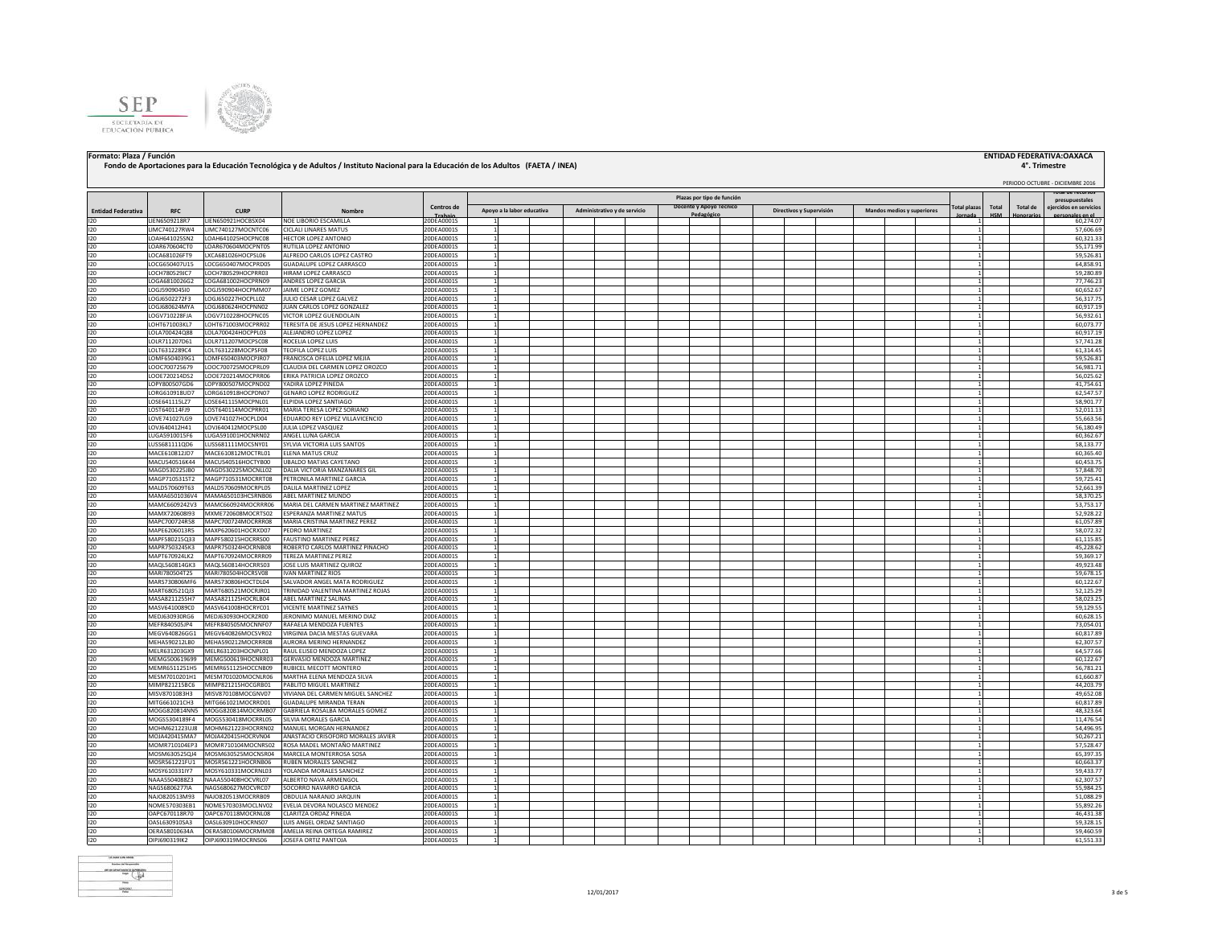**Formato: Plaza / Función**

**Fondo de Aportaciones para la Educación Tecnológica y de Adultos / Instituto Nacional para la Educación de los Adultos (FAETA / INEA)**

**ENTIDAD FEDERATIVA:OAXACA**

**4°. Trimestre**

PERIODO OCTUBRE - DICIEMBRE 2016

| Entidad Federativa | RFC | CURP | Nombre | Centros de Trabajo | Plazas por tipo de función: Apoyo a la labor educativa | | | Administrativo y de servicio | | | Docente y Apoyo Técnico Pedagógico | | | Directivos y Supervisión | | | Mandos medios y superiores | | | Total plazas Jornada | Total HSM | Total de Honorarios | Total de recursos presupuestales ejercidos en servicios personales en el |
|---|---|---|---|---|---|---|---|---|---|---|---|---|---|---|---|---|---|---|---|---|---|---|---|
| I20 | LIEN6509218R7 | LIEN650921HOCBSX04 | NOE LIBORIO ESCAMILLA | 20DEA0001S | 1 | | | | | | | | | | | | | | | 1 | | | 60,274.07 |
| I20 | LIMC740127RW4 | LIMC740127MOCNTC06 | CICLALI LINARES MATUS | 20DEA0001S | 1 | | | | | | | | | | | | | | | 1 | | | 57,606.69 |
| I20 | LOAH641025SN2 | LOAH641025HOCPNC08 | HECTOR LOPEZ ANTONIO | 20DEA0001S | 1 | | | | | | | | | | | | | | | 1 | | | 60,321.33 |
| I20 | LOAR670604CT0 | LOAR670604MOCPNT05 | RUTILIA LOPEZ ANTONIO | 20DEA0001S | 1 | | | | | | | | | | | | | | | 1 | | | 55,171.99 |
| I20 | LOCA681026FT9 | LXCA681026HOCPSL06 | ALFREDO CARLOS LOPEZ CASTRO | 20DEA0001S | 1 | | | | | | | | | | | | | | | 1 | | | 59,526.81 |
| I20 | LOCG650407U15 | LOCG650407MOCPRD05 | GUADALUPE LOPEZ CARRASCO | 20DEA0001S | 1 | | | | | | | | | | | | | | | 1 | | | 64,858.91 |
| I20 | LOCH780529JC7 | LOCH780529HOCPRR03 | HIRAM LOPEZ CARRASCO | 20DEA0001S | 1 | | | | | | | | | | | | | | | 1 | | | 59,280.89 |
| I20 | LOGA6810026G2 | LOGA681002HOCPRN09 | ANDRES LOPEZ GARCIA | 20DEA0001S | 1 | | | | | | | | | | | | | | | 1 | | | 77,746.23 |
| I20 | LOGJ5909045I0 | LOGJ590904HOCPMM07 | JAIME LOPEZ GOMEZ | 20DEA0001S | 1 | | | | | | | | | | | | | | | 1 | | | 60,652.67 |
| I20 | LOGJ6502272F3 | LOGJ650227HOCPLL02 | JULIO CESAR LOPEZ GALVEZ | 20DEA0001S | 1 | | | | | | | | | | | | | | | 1 | | | 56,317.75 |
| I20 | LOGJ680624MYA | LOGJ680624HOCPNN02 | JUAN CARLOS LOPEZ GONZALEZ | 20DEA0001S | 1 | | | | | | | | | | | | | | | 1 | | | 60,917.19 |
| I20 | LOGV710228FJA | LOGV710228HOCPNC05 | VICTOR LOPEZ GUENDOLAIN | 20DEA0001S | 1 | | | | | | | | | | | | | | | 1 | | | 56,932.61 |
| I20 | LOHT671003KL7 | LOHT671003MOCPRR02 | TERESITA DE JESUS LOPEZ HERNANDEZ | 20DEA0001S | 1 | | | | | | | | | | | | | | | 1 | | | 60,073.77 |
| I20 | LOLA700424Q88 | LOLA700424HOCPPL03 | ALEJANDRO LOPEZ LOPEZ | 20DEA0001S | 1 | | | | | | | | | | | | | | | 1 | | | 60,917.19 |
| I20 | LOLR711207D61 | LOLR711207MOCPSC08 | ROCELIA LOPEZ LUIS | 20DEA0001S | 1 | | | | | | | | | | | | | | | 1 | | | 57,741.28 |
| I20 | LOLT6312289C4 | LOLT631228MOCPSF08 | TEOFILA LOPEZ LUIS | 20DEA0001S | 1 | | | | | | | | | | | | | | | 1 | | | 61,314.45 |
| I20 | LOMF6504039G1 | LOMF650403MOCPJR07 | FRANCISCA OFELIA LOPEZ MEJIA | 20DEA0001S | 1 | | | | | | | | | | | | | | | 1 | | | 59,526.81 |
| I20 | LOOC700725679 | LOOC700725MOCPRL09 | CLAUDIA DEL CARMEN LOPEZ OROZCO | 20DEA0001S | 1 | | | | | | | | | | | | | | | 1 | | | 56,981.71 |
| I20 | LOOE720214DS2 | LOOE720214MOCPRR06 | ERIKA PATRICIA LOPEZ OROZCO | 20DEA0001S | 1 | | | | | | | | | | | | | | | 1 | | | 56,025.62 |
| I20 | LOPY800507GD6 | LOPY800507MOCPND02 | YADIRA LOPEZ PINEDA | 20DEA0001S | 1 | | | | | | | | | | | | | | | 1 | | | 41,754.61 |
| I20 | LORG610918UD7 | LORG610918HOCPDN07 | GENARO LOPEZ RODRIGUEZ | 20DEA0001S | 1 | | | | | | | | | | | | | | | 1 | | | 62,547.57 |
| I20 | LOSE641115LZ7 | LOSE641115MOCPNL01 | ELPIDIA LOPEZ SANTIAGO | 20DEA0001S | 1 | | | | | | | | | | | | | | | 1 | | | 58,901.77 |
| I20 | LOST640114FJ9 | LOST640114MOCPRR01 | MARIA TERESA LOPEZ SORIANO | 20DEA0001S | 1 | | | | | | | | | | | | | | | 1 | | | 52,011.13 |
| I20 | LOVE741027LG9 | LOVE741027HOCPLD04 | EDUARDO REY LOPEZ VILLAVICENCIO | 20DEA0001S | 1 | | | | | | | | | | | | | | | 1 | | | 55,663.56 |
| I20 | LOVJ640412H41 | LOVJ640412MOCPSL00 | JULIA LOPEZ VASQUEZ | 20DEA0001S | 1 | | | | | | | | | | | | | | | 1 | | | 56,180.49 |
| I20 | LUGA5910015F6 | LUGA591001HOCNRN02 | ANGEL LUNA GARCIA | 20DEA0001S | 1 | | | | | | | | | | | | | | | 1 | | | 60,362.67 |
| I20 | LUSS681111QD6 | LUSS681111MOCSNY01 | SYLVIA VICTORIA LUIS SANTOS | 20DEA0001S | 1 | | | | | | | | | | | | | | | 1 | | | 58,133.77 |
| I20 | MACE610812JD7 | MACE610812MOCTRL01 | ELENA MATUS CRUZ | 20DEA0001S | 1 | | | | | | | | | | | | | | | 1 | | | 60,365.40 |
| I20 | MACU540516K44 | MACU540516HOCTYB00 | UBALDO MATIAS CAYETANO | 20DEA0001S | 1 | | | | | | | | | | | | | | | 1 | | | 60,453.75 |
| I20 | MAGD530225JB0 | MAGD530225MOCNLL02 | DALIA VICTORIA MANZANARES GIL | 20DEA0001S | 1 | | | | | | | | | | | | | | | 1 | | | 57,848.70 |
| I20 | MAGP710531ST2 | MAGP710531MOCRRT08 | PETRONILA MARTINEZ GARCIA | 20DEA0001S | 1 | | | | | | | | | | | | | | | 1 | | | 59,725.41 |
| I20 | MALD570609T63 | MALD570609MOCRPL05 | DALILA MARTINEZ LOPEZ | 20DEA0001S | 1 | | | | | | | | | | | | | | | 1 | | | 52,661.39 |
| I20 | MAMA6501036V4 | MAMA650103HCSRNB06 | ABEL MARTINEZ MUNDO | 20DEA0001S | 1 | | | | | | | | | | | | | | | 1 | | | 58,370.25 |
| I20 | MAMC6609242V3 | MAMC660924MOCRRR06 | MARIA DEL CARMEN MARTINEZ MARTINEZ | 20DEA0001S | 1 | | | | | | | | | | | | | | | 1 | | | 53,753.17 |
| I20 | MAMX720608I93 | MXME720608MOCRTS02 | ESPERANZA MARTINEZ MATUS | 20DEA0001S | 1 | | | | | | | | | | | | | | | 1 | | | 52,928.22 |
| I20 | MAPC700724R58 | MAPC700724MOCRRR08 | MARIA CRISTINA MARTINEZ PEREZ | 20DEA0001S | 1 | | | | | | | | | | | | | | | 1 | | | 61,057.89 |
| I20 | MAPE6206013R5 | MAXP620601HOCRXD07 | PEDRO MARTINEZ | 20DEA0001S | 1 | | | | | | | | | | | | | | | 1 | | | 58,072.32 |
| I20 | MAPF580215Q33 | MAPF580215HOCRRS00 | FAUSTINO MARTINEZ PEREZ | 20DEA0001S | 1 | | | | | | | | | | | | | | | 1 | | | 61,115.85 |
| I20 | MAPR7503245K3 | MAPR750324HOCRNB08 | ROBERTO CARLOS MARTINEZ PINACHO | 20DEA0001S | 1 | | | | | | | | | | | | | | | 1 | | | 45,228.62 |
| I20 | MAPT670924LK2 | MAPT670924MOCRRR09 | TEREZA MARTINEZ PEREZ | 20DEA0001S | 1 | | | | | | | | | | | | | | | 1 | | | 59,369.17 |
| I20 | MAQL560814GK3 | MAQL560814HOCRRS03 | JOSE LUIS MARTINEZ QUIROZ | 20DEA0001S | 1 | | | | | | | | | | | | | | | 1 | | | 49,923.48 |
| I20 | MARI780504T25 | MARI780504HOCRSV08 | IVAN MARTINEZ RIOS | 20DEA0001S | 1 | | | | | | | | | | | | | | | 1 | | | 59,678.15 |
| I20 | MARS730806MF6 | MARS730806HOCTDL04 | SALVADOR ANGEL MATA RODRIGUEZ | 20DEA0001S | 1 | | | | | | | | | | | | | | | 1 | | | 60,122.67 |
| I20 | MART680521QJ3 | MART680521MOCRJR01 | TRINIDAD VALENTINA MARTINEZ ROJAS | 20DEA0001S | 1 | | | | | | | | | | | | | | | 1 | | | 52,125.29 |
| I20 | MASA8211255H7 | MASA821125HOCRLB04 | ABEL MARTINEZ SALINAS | 20DEA0001S | 1 | | | | | | | | | | | | | | | 1 | | | 58,023.25 |
| I20 | MASV641008PC0 | MASV641008HOCRYC01 | VICENTE MARTINEZ SAYNES | 20DEA0001S | 1 | | | | | | | | | | | | | | | 1 | | | 59,129.55 |
| I20 | MEDJ630930RG6 | MEDJ630930HOCRZR00 | JERONIMO MANUEL MERINO DIAZ | 20DEA0001S | 1 | | | | | | | | | | | | | | | 1 | | | 60,628.15 |
| I20 | MEFR840505JP4 | MEFR840505MOCNNF07 | RAFAELA MENDOZA FUENTES | 20DEA0001S | 1 | | | | | | | | | | | | | | | 1 | | | 73,054.01 |
| I20 | MEGV640826GG1 | MEGV640826MOCSVR02 | VIRGINIA DACIA MESTAS GUEVARA | 20DEA0001S | 1 | | | | | | | | | | | | | | | 1 | | | 60,817.89 |
| I20 | MEHA590212LB0 | MEHA590212MOCRRR08 | AURORA MERINO HERNANDEZ | 20DEA0001S | 1 | | | | | | | | | | | | | | | 1 | | | 62,307.57 |
| I20 | MELR631203GX9 | MELR631203HOCNPL01 | RAUL ELISEO MENDOZA LOPEZ | 20DEA0001S | 1 | | | | | | | | | | | | | | | 1 | | | 64,577.66 |
| I20 | MEMG500619699 | MEMG500619HOCNRR03 | GERVASIO MENDOZA MARTINEZ | 20DEA0001S | 1 | | | | | | | | | | | | | | | 1 | | | 60,122.67 |
| I20 | MEMR6511251H5 | MEMR651125HOCCNB09 | RUBICEL MECOTT MONTERO | 20DEA0001S | 1 | | | | | | | | | | | | | | | 1 | | | 56,781.21 |
| I20 | MESM7010201H1 | MESM701020MOCNLR06 | MARTHA ELENA MENDOZA SILVA | 20DEA0001S | 1 | | | | | | | | | | | | | | | 1 | | | 61,660.87 |
| I20 | MIMP821215BC6 | MIMP821215HOCGRB01 | PABLITO MIGUEL MARTINEZ | 20DEA0001S | 1 | | | | | | | | | | | | | | | 1 | | | 44,203.79 |
| I20 | MISV8701083H3 | MISV870108MOCGNV07 | VIVIANA DEL CARMEN MIGUEL SANCHEZ | 20DEA0001S | 1 | | | | | | | | | | | | | | | 1 | | | 49,652.08 |
| I20 | MITG661021CH3 | MITG661021MOCRRD01 | GUADALUPE MIRANDA TERAN | 20DEA0001S | 1 | | | | | | | | | | | | | | | 1 | | | 60,817.89 |
| I20 | MOGG820814NN5 | MOGG820814MOCRMB07 | GABRIELA ROSALBA MORALES GOMEZ | 20DEA0001S | 1 | | | | | | | | | | | | | | | 1 | | | 48,323.64 |
| I20 | MOGS5304189F4 | MOGS530418MOCRRL05 | SILVIA MORALES GARCIA | 20DEA0001S | 1 | | | | | | | | | | | | | | | 1 | | | 11,476.54 |
| I20 | MOHM621223UJ8 | MOHM621223HOCRRN02 | MANUEL MORGAN HERNANDEZ | 20DEA0001S | 1 | | | | | | | | | | | | | | | 1 | | | 54,496.95 |
| I20 | MOJA420415MA7 | MOJA420415HOCRVN04 | ANASTACIO CRISOFORO MORALES JAVIER | 20DEA0001S | 1 | | | | | | | | | | | | | | | 1 | | | 50,267.21 |
| I20 | MOMR710104EP3 | MOMR710104MOCNRS02 | ROSA MADEL MONTAÑO MARTINEZ | 20DEA0001S | 1 | | | | | | | | | | | | | | | 1 | | | 57,528.47 |
| I20 | MOSM630525QJ4 | MOSM630525MOCNSR04 | MARCELA MONTERROSA SOSA | 20DEA0001S | 1 | | | | | | | | | | | | | | | 1 | | | 65,397.35 |
| I20 | MOSR561221FU1 | MOSR561221HOCRNB06 | RUBEN MORALES SANCHEZ | 20DEA0001S | 1 | | | | | | | | | | | | | | | 1 | | | 60,663.37 |
| I20 | MOSY610331IY7 | MOSY610331MOCRNL03 | YOLANDA MORALES SANCHEZ | 20DEA0001S | 1 | | | | | | | | | | | | | | | 1 | | | 59,433.77 |
| I20 | NAAA5504088Z3 | NAAA550408HOCVRL07 | ALBERTO NAVA ARMENGOL | 20DEA0001S | 1 | | | | | | | | | | | | | | | 1 | | | 62,307.57 |
| I20 | NAGS6806277I6 | NAGS680627MOCVRC07 | SOCORRO NAVARRO GARCIA | 20DEA0001S | 1 | | | | | | | | | | | | | | | 1 | | | 55,984.25 |
| I20 | NAJO820513M93 | NAJO820513MOCRRB09 | OBDULIA NARANJO JARQUIN | 20DEA0001S | 1 | | | | | | | | | | | | | | | 1 | | | 51,088.29 |
| I20 | NOME570303EB1 | NOME570303MOCLNV02 | EVELIA DEVORA NOLASCO MENDEZ | 20DEA0001S | 1 | | | | | | | | | | | | | | | 1 | | | 55,892.26 |
| I20 | OAPC670118R70 | OAPC670118MOCRNL08 | CLARITZA ORDAZ PINEDA | 20DEA0001S | 1 | | | | | | | | | | | | | | | 1 | | | 46,431.38 |
| I20 | OASL630910SA3 | OASL630910HOCRNS07 | LUIS ANGEL ORDAZ SANTIAGO | 20DEA0001S | 1 | | | | | | | | | | | | | | | 1 | | | 59,328.15 |
| I20 | OERA58010634A | OERA580106MOCRMM08 | AMELIA REINA ORTEGA RAMIREZ | 20DEA0001S | 1 | | | | | | | | | | | | | | | 1 | | | 59,460.59 |
| I20 | OIPJ690319IK2 | OIPJ690319MOCRNS06 | JOSEFA ORTIZ PANTOJA | 20DEA0001S | 1 | | | | | | | | | | | | | | | 1 | | | 61,551.33 |

12/01/2017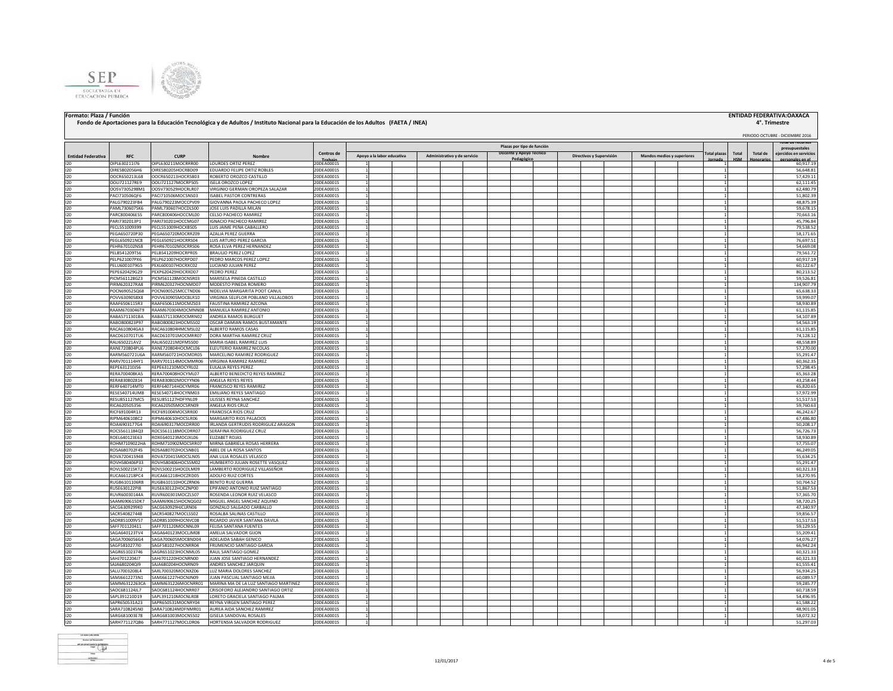**Formato: Plaza / Función**

**Fondo de Aportaciones para la Educación Tecnológica y de Adultos / Instituto Nacional para la Educación de los Adultos (FAETA / INEA)**

**ENTIDAD FEDERATIVA:OAXACA**

**4°. Trimestre**

PERIODO OCTUBRE - DICIEMBRE 2016

| Entidad Federativa | RFC | CURP | Nombre | Centros de Trabajo | Plazas por tipo de función: Apoyo a la labor educativa | | Administrativo y de servicio | | Docente y Apoyo Técnico Pedagógico | | Directivos y Supervisión | | Mandos medios y superiores | | Total plazas Jornada | Total HSM | Total de Honorarios | Total de recursos presupuestales ejercidos en servicios personales en el |
|---|---|---|---|---|---|---|---|---|---|---|---|---|---|---|---|---|---|---|
| I20 | OIPL630211I76 | OIPL630211MOCRRR00 | LOURDES ORTIZ PEREZ | 20DEA0001S | 1 | | | | | | | | | | 1 | | | 60,917.19 |
| I20 | OIRE5802056H6 | OIRE580205HOCRBD09 | EDUARDO FELIPE ORTIZ ROBLES | 20DEA0001S | 1 | | | | | | | | | | 1 | | | 56,648.81 |
| I20 | OOCR650213L68 | OOCR650213HOCRSB03 | ROBERTO OROZCO CASTILLO | 20DEA0001S | 1 | | | | | | | | | | 1 | | | 57,429.11 |
| I20 | OOLI721127RE9 | OOLI721127MOCRPS05 | ISELA OROZCO LOPEZ | 20DEA0001S | 1 | | | | | | | | | | 1 | | | 62,111.45 |
| I20 | OOSV7305298M1 | OOSV730529HOCRLR07 | VIRGINIO GERMAN OROPEZA SALAZAR | 20DEA0001S | 1 | | | | | | | | | | 1 | | | 62,480.79 |
| I20 | PACI710506QF6 | PACI710506MOCSNS03 | ISABEL PASTOR CONTRERAS | 20DEA0001S | 1 | | | | | | | | | | 1 | | | 51,802.39 |
| I20 | PALG790223FB4 | PALG790223MOCCPV09 | GIOVANNA PAOLA PACHECO LOPEZ | 20DEA0001S | 1 | | | | | | | | | | 1 | | | 48,875.39 |
| I20 | PAML7306075K6 | PAML730607HOCDLS00 | JOSE LUIS PADILLA MILAN | 20DEA0001S | 1 | | | | | | | | | | 1 | | | 59,678.15 |
| I20 | PARC800406ES5 | PARC800406HOCCML00 | CELSO PACHECO RAMIREZ | 20DEA0001S | 1 | | | | | | | | | | 1 | | | 70,663.16 |
| I20 | PARI7302013P1 | PARI730201HOCCMG07 | IGNACIO PACHECO RAMIREZ | 20DEA0001S | 1 | | | | | | | | | | 1 | | | 45,796.84 |
| I20 | PECL551009399 | PECL551009HOCXBS05 | LUIS JAIME PEÑA CABALLERO | 20DEA0001S | 1 | | | | | | | | | | 1 | | | 79,538.52 |
| I20 | PEGA650720P30 | PEGA650720MOCRRZ09 | AZALIA PEREZ GUERRA | 20DEA0001S | 1 | | | | | | | | | | 1 | | | 58,171.65 |
| I20 | PEGL650921NC8 | PEGL650921HOCRRS04 | LUIS ARTURO PEREZ GARCIA | 20DEA0001S | 1 | | | | | | | | | | 1 | | | 76,697.51 |
| I20 | PEHR670102NS8 | PEHR670102MOCRRS06 | ROSA ELVA PEREZ HERNANDEZ | 20DEA0001S | 1 | | | | | | | | | | 1 | | | 54,669.08 |
| I20 | PELB541209TS6 | PELB541209HOCRPR05 | BRAULIO PEREZ LOPEZ | 20DEA0001S | 1 | | | | | | | | | | 1 | | | 79,561.72 |
| I20 | PELP621007PX6 | PELP621007HOCRPD07 | PEDRO MARCOS PEREZ LOPEZ | 20DEA0001S | 1 | | | | | | | | | | 1 | | | 60,917.19 |
| I20 | PELU6001079G5 | PEXL600107HOCRXC02 | LUCIANO JULIAN PEREZ | 20DEA0001S | 1 | | | | | | | | | | 1 | | | 60,122.67 |
| I20 | PEPE620429G29 | PEXP620429HOCRXD07 | PEDRO PEREZ | 20DEA0001S | 1 | | | | | | | | | | 1 | | | 80,213.52 |
| I20 | PICM561128GZ3 | PICM561128MOCNSR03 | MARISELA PINEDA CASTILLO | 20DEA0001S | 1 | | | | | | | | | | 1 | | | 59,526.81 |
| I20 | PIRM620327RA8 | PIRM620327HOCNMD07 | MODESTO PINEDA ROMERO | 20DEA0001S | 1 | | | | | | | | | | 1 | | | 134,907.79 |
| I20 | POCN690525Q68 | POCN690525MCCTND06 | NIDELVIA MARGARITA POOT CANUL | 20DEA0001S | 1 | | | | | | | | | | 1 | | | 65,638.33 |
| I20 | POVV6309058X8 | POVV630905MOCBLR10 | VIRGINIA SELIFLOR POBLANO VILLALOBOS | 20DEA0001S | 1 | | | | | | | | | | 1 | | | 59,999.07 |
| I20 | RAAF6506115R3 | RAAF650611MOCMZS03 | FAUSTINA RAMIREZ AZCONA | 20DEA0001S | 1 | | | | | | | | | | 1 | | | 58,930.89 |
| I20 | RAAM6703046T9 | RAAM670304MOCMNN08 | MANUELA RAMIREZ ANTONIO | 20DEA0001S | 1 | | | | | | | | | | 1 | | | 61,115.85 |
| I20 | RABA5711301BA | RABA571130MOCMRN02 | ANDREA RAMOS BURGUET | 20DEA0001S | 1 | | | | | | | | | | 1 | | | 54,107.89 |
| I20 | RABO800823P97 | RABO800823HOCMSS02 | OSCAR DAMIAN RAMOS BUSTAMANTE | 20DEA0001S | 1 | | | | | | | | | | 1 | | | 54,563.19 |
| I20 | RACA610804GA3 | RACA610804HMCMSL02 | ALBERTO RAMOS CASAS | 20DEA0001S | 1 | | | | | | | | | | 1 | | | 61,115.85 |
| I20 | RACD610701TU6 | RACD610701MOCMRR07 | DORA MARTHA RAMIREZ CRUZ | 20DEA0001S | 1 | | | | | | | | | | 1 | | | 74,128.12 |
| I20 | RALI650221AV2 | RALI650221MDFMSS00 | MARIA ISABEL RAMIREZ LUIS | 20DEA0001S | 1 | | | | | | | | | | 1 | | | 48,558.89 |
| I20 | RANE720804PU6 | RANE720804HOCMCL06 | ELEUTERIO RAMIREZ NICOLAS | 20DEA0001S | 1 | | | | | | | | | | 1 | | | 57,270.00 |
| I20 | RARM560721U6A | RARM560721HOCMDR05 | MARCELINO RAMIREZ RODRIGUEZ | 20DEA0001S | 1 | | | | | | | | | | 1 | | | 55,291.47 |
| I20 | RARV701114HY1 | RARV701114MOCMMR06 | VIRGINIA RAMIREZ RAMIREZ | 20DEA0001S | 1 | | | | | | | | | | 1 | | | 60,362.35 |
| I20 | REPE631210IS6 | REPE631210MOCYRL02 | EULALIA REYES PEREZ | 20DEA0001S | 1 | | | | | | | | | | 1 | | | 57,298.45 |
| I20 | RERA700408KA5 | RERA700408HOCYML07 | ALBERTO BENEDICTO REYES RAMIREZ | 20DEA0001S | 1 | | | | | | | | | | 1 | | | 65,363.28 |
| I20 | RERA830802814 | RERA830802MOCYYN06 | ANGELA REYES REYES | 20DEA0001S | 1 | | | | | | | | | | 1 | | | 43,258.44 |
| I20 | RERF640714MT0 | RERF640714HOCYMR06 | FRANCISCO REYES RAMIREZ | 20DEA0001S | 1 | | | | | | | | | | 1 | | | 65,820.65 |
| I20 | RESE540714UM8 | RESE540714HOCYNM03 | EMILIANO REYES SANTIAGO | 20DEA0001S | 1 | | | | | | | | | | 1 | | | 57,972.99 |
| I20 | RESU851127MC5 | RESU851127HDFYNL09 | ULISSES REYNA SANCHEZ | 20DEA0001S | 1 | | | | | | | | | | 1 | | | 51,517.53 |
| I20 | RICA620505356 | RICA620505MOCSRN09 | ANGELA RIOS CRUZ | 20DEA0001S | 1 | | | | | | | | | | 1 | | | 59,760.63 |
| I20 | RICF691004R13 | RICF691004MOCSRR00 | FRANCISCA RIOS CRUZ | 20DEA0001S | 1 | | | | | | | | | | 1 | | | 46,242.67 |
| I20 | RIPM6406108C2 | RIPM640610HOCSLR06 | MARGARITO RIOS PALACIOS | 20DEA0001S | 1 | | | | | | | | | | 1 | | | 67,486.80 |
| I20 | ROAI6903177G4 | ROAI690317MOCDRR00 | IRLANDA GERTRUDIS RODRIGUEZ ARAGON | 20DEA0001S | 1 | | | | | | | | | | 1 | | | 50,208.17 |
| I20 | ROCS5611184Q3 | ROCS561118MOCDRR07 | SERAFINA RODRIGUEZ CRUZ | 20DEA0001S | 1 | | | | | | | | | | 1 | | | 56,726.73 |
| I20 | ROEL640123E63 | ROXE640123MOCJXL06 | ELIZABET ROJAS | 20DEA0001S | 1 | | | | | | | | | | 1 | | | 58,930.89 |
| I20 | ROHM7109022HA | ROHM710902MOCSRR07 | MIRNA GABRIELA ROSAS HERRERA | 20DEA0001S | 1 | | | | | | | | | | 1 | | | 57,755.07 |
| I20 | ROSA680702F45 | ROSA680702HOCSNB01 | ABEL DE LA ROSA SANTOS | 20DEA0001S | 1 | | | | | | | | | | 1 | | | 46,249.05 |
| I20 | ROVA720415948 | ROVA720415MOCSLN05 | ANA LILIA ROSALES VELASCO | 20DEA0001S | 1 | | | | | | | | | | 1 | | | 55,634.25 |
| I20 | ROVH580406P33 | ROVH580406HOCSSM02 | HUMBERTO JULIAN ROSETTE VASQUEZ | 20DEA0001S | 1 | | | | | | | | | | 1 | | | 55,291.47 |
| I20 | ROVL500215KT2 | ROVL500215HOCDLM09 | LAMBERTO RODRIGUEZ VILLASEÑOR | 20DEA0001S | 1 | | | | | | | | | | 1 | | | 60,321.33 |
| I20 | RUCA661218PC4 | RUCA661218HOCZRD05 | ADOLFO RUIZ CORTES | 20DEA0001S | 1 | | | | | | | | | | 1 | | | 58,270.95 |
| I20 | RUGB6101106R8 | RUGB610110HOCZRN06 | BENITO RUIZ GUERRA | 20DEA0001S | 1 | | | | | | | | | | 1 | | | 50,764.52 |
| I20 | RUSE630122PI8 | RUSE630122HOCZNP00 | EPIFANIO ANTONIO RUIZ SANTIAGO | 20DEA0001S | 1 | | | | | | | | | | 1 | | | 51,867.53 |
| I20 | RUVR60030144A | RUVR600301MOCZLS07 | ROSENDA LEONOR RUIZ VELASCO | 20DEA0001S | 1 | | | | | | | | | | 1 | | | 57,365.70 |
| I20 | SAAM690615DK7 | SAAM690615HOCNQG02 | MIGUEL ANGEL SANCHEZ AQUINO | 20DEA0001S | 1 | | | | | | | | | | 1 | | | 58,720.25 |
| I20 | SACG6309299K0 | SACG630929HJCLRN06 | GONZALO SALGADO CARBALLO | 20DEA0001S | 1 | | | | | | | | | | 1 | | | 47,340.97 |
| I20 | SACR540827448 | SACR540827MOCLSS02 | ROSALBA SALINAS CASTILLO | 20DEA0001S | 1 | | | | | | | | | | 1 | | | 59,856.57 |
| I20 | SADR851009V57 | SADR851009HOCNVC08 | RICARDO JAVIER SANTANA DAVILA | 20DEA0001S | 1 | | | | | | | | | | 1 | | | 51,517.53 |
| I20 | SAFF701120411 | SAFF701120MOCNNL09 | FELISA SANTANA FUENTES | 20DEA0001S | 1 | | | | | | | | | | 1 | | | 59,129.55 |
| I20 | SAGA640123TV4 | SAGA640123MOCLJM08 | AMELIA SALVADOR GIJON | 20DEA0001S | 1 | | | | | | | | | | 1 | | | 55,209.41 |
| I20 | SAGA7006056G4 | SAGA700605MOCBND04 | ADELAIDA SABAH GENICO | 20DEA0001S | 1 | | | | | | | | | | 1 | | | 54,076.27 |
| I20 | SAGF5810277I0 | SAGF581027HOCNRR04 | FRUMENCIO SANTIAGO GARCIA | 20DEA0001S | 1 | | | | | | | | | | 1 | | | 66,942.24 |
| I20 | SAGR651023746 | SAGR651023HOCNML05 | RAUL SANTIAGO GOMEZ | 20DEA0001S | 1 | | | | | | | | | | 1 | | | 60,321.33 |
| I20 | SAHJ7012204J7 | SAHJ701220HOCNRN00 | JUAN JOSE SANTIAGO HERNANDEZ | 20DEA0001S | 1 | | | | | | | | | | 1 | | | 60,321.33 |
| I20 | SAJA680204QI9 | SAJA680204HOCNRN09 | ANDRES SANCHEZ JARQUIN | 20DEA0001S | 1 | | | | | | | | | | 1 | | | 61,555.41 |
| I20 | SALU7003208L4 | SAXL700320MOCNXZ06 | LUZ MARIA DOLORES SANCHEZ | 20DEA0001S | 1 | | | | | | | | | | 1 | | | 56,934.25 |
| I20 | SAMJ6612273N1 | SAMJ661227HOCNJN09 | JUAN PASCUAL SANTIAGO MEJIA | 20DEA0001S | 1 | | | | | | | | | | 1 | | | 60,089.57 |
| I20 | SAMM6312263CA | SAMM631226MOCNRR01 | MARINA MA DE LA LUZ SANTIAGO MARTINEZ | 20DEA0001S | 1 | | | | | | | | | | 1 | | | 59,285.77 |
| I20 | SAOC681124IL7 | SAOC681124HOCNRR07 | CRISOFORO ALEJANDRO SANTIAGO ORTIZ | 20DEA0001S | 1 | | | | | | | | | | 1 | | | 60,718.59 |
| I20 | SAPL391210D19 | SAPL391210MOCNLR08 | LORETO GRACIELA SANTIAGO PALMA | 20DEA0001S | 1 | | | | | | | | | | 1 | | | 54,496.95 |
| I20 | SAPR650531A23 | SAPR650531MOCNRY04 | REYNA VIRGEN SANTIAGO PEREZ | 20DEA0001S | 1 | | | | | | | | | | 1 | | | 61,588.22 |
| I20 | SARA7108245N0 | SARA710824MDFNMR01 | AUREA AIDA SANCHEZ RAMIREZ | 20DEA0001S | 1 | | | | | | | | | | 1 | | | 48,901.05 |
| I20 | SARG681003E78 | SARG681003MOCNSS02 | GISELA SANDOVAL ROSALES | 20DEA0001S | 1 | | | | | | | | | | 1 | | | 58,072.32 |
| I20 | SARH771127QB6 | SARH771127MOCLDR06 | HORTENSIA SALVADOR RODRIGUEZ | 20DEA0001S | 1 | | | | | | | | | | 1 | | | 51,297.03 |

12/01/2017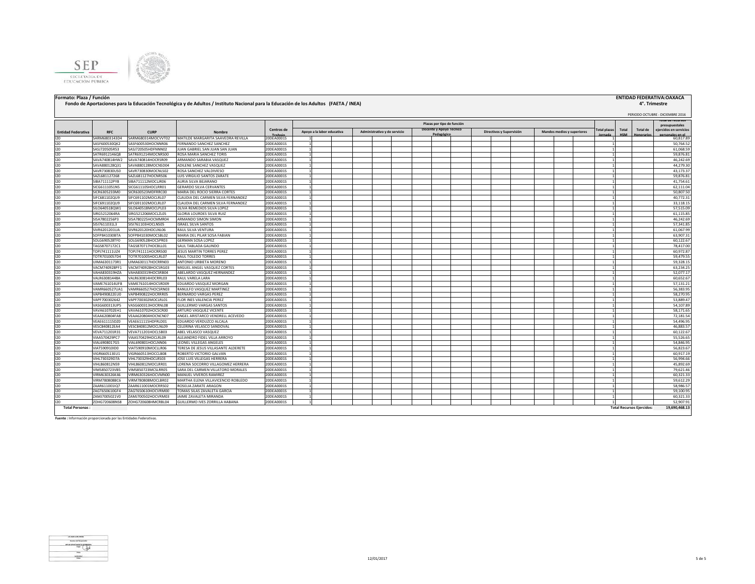**Formato: Plaza / Función**

**Fondo de Aportaciones para la Educación Tecnológica y de Adultos / Instituto Nacional para la Educación de los Adultos (FAETA / INEA)**

**ENTIDAD FEDERATIVA:OAXACA**

**4°. Trimestre**

PERIODO OCTUBRE - DICIEMBRE 2016

| Entidad Federativa | RFC | CURP | Nombre | Centros de Trabajo | Plazas por tipo de función | | | | | | | | | | | | | | | Total plazas Jornada | Total HSM | Total de Honorarios | Total de recursos presupuestales ejercidos en servicios personales en el |
|---|---|---|---|---|---|---|---|---|---|---|---|---|---|---|---|---|---|---|---|---|---|---|---|
| | | | | | Apoyo a la labor educativa | | | Administrativo y de servicio | | | Docente y Apoyo Técnico Pedagógico | | | Directivos y Supervisión | | | Mandos medios y superiores | | | | | | |
| I20 | SARM680314 3D4 | SARM680314MOCVVT02 | MATILDE MARGARITA SAAVEDRA REVILLA | 20DEA0001S | 1 | | | | | | | | | | | | | | | 1 | | | 60,817.89 |
| I20 | SASF600530QK2 | SASF600530HOCNNR06 | FERNANDO SANCHEZ SANCHEZ | 20DEA0001S | 1 | | | | | | | | | | | | | | | 1 | | | 50,764.52 |
| I20 | SASJ720505R53 | SASJ720505HDFNNN02 | JUAN GABRIEL SAN JUAN SAN JUAN | 20DEA0001S | 1 | | | | | | | | | | | | | | | 1 | | | 61,068.59 |
| I20 | SATR6912146Q8 | SATR691214MOCNRS00 | ROSA MARIA SANCHEZ TORIS | 20DEA0001S | 1 | | | | | | | | | | | | | | | 1 | | | 59,876.81 |
| I20 | SAVA740814HW2 | SAVA740814HOCRSR09 | ARMANDO SARABIA VASQUEZ | 20DEA0001S | 1 | | | | | | | | | | | | | | | 1 | | | 46,242.69 |
| I20 | SAVA880128Q31 | SAVA880128MOCNSD04 | ADILENE SANCHEZ VASQUEZ | 20DEA0001S | 1 | | | | | | | | | | | | | | | 1 | | | 44,279.30 |
| I20 | SAVR730830US0 | SAVR730830MOCNLS02 | ROSA SANCHEZ VALDIVIESO | 20DEA0001S | 1 | | | | | | | | | | | | | | | 1 | | | 43,173.37 |
| I20 | SAZL681127268 | SAZL681127HOCNRS06 | LUIS VIRGILIO SANTOS ZARATE | 20DEA0001S | 1 | | | | | | | | | | | | | | | 1 | | | 59,876.81 |
| I20 | SIBA711112PY8 | SIBA711112MOCLJR06 | AURIA SILVA BEJARANO | 20DEA0001S | 1 | | | | | | | | | | | | | | | 1 | | | 41,754.61 |
| I20 | SICG6111051N5 | SICG611105HOCLRR01 | GERARDO SILVA CERVANTES | 20DEA0001S | 1 | | | | | | | | | | | | | | | 1 | | | 62,111.04 |
| I20 | SICR6305233M0 | SICR630523MDFRRC00 | MARIA DEL ROCIO SIERRA CORTES | 20DEA0001S | 1 | | | | | | | | | | | | | | | 1 | | | 50,807.50 |
| I20 | SIFC681102QU9 | SIFC691102MOCLRL07 | CLAUDIA DEL CARMEN SILVA FERNANDEZ | 20DEA0001S | 1 | | | | | | | | | | | | | | | 1 | | | 40,772.31 |
| I20 | SIFC691102QU9 | SIFC691102MOCLRL07 | CLAUDIA DEL CARMEN SILVA FERNANDEZ | 20DEA0001S | 1 | | | | | | | | | | | | | | | 1 | | | 33,118.15 |
| I20 | SILO640518QW1 | SILO640518MOCLPL03 | OLIVA REMEDIOS SILVA LOPEZ | 20DEA0001S | 1 | | | | | | | | | | | | | | | 1 | | | 57,515.09 |
| I20 | SIRG5212064RA | SIRG521206MOCLZL05 | GLORIA LOURDES SILVA RUIZ | 20DEA0001S | 1 | | | | | | | | | | | | | | | 1 | | | 61,115.85 |
| I20 | SISA780225 6P3 | SISA780225HOCMMR04 | ARMANDO SIMON SIMON | 20DEA0001S | 1 | | | | | | | | | | | | | | | 1 | | | 46,242.69 |
| I20 | SISI7611031L3 | SISI761103HOCLNS05 | ISRAEL SILVA SANTOS | 20DEA0001S | 1 | | | | | | | | | | | | | | | 1 | | | 57,341.85 |
| I20 | SIVR62012 01UA | SIVR620120HOCLNL06 | RAUL SILVA VENTURA | 20DEA0001S | 1 | | | | | | | | | | | | | | | 1 | | | 61,067.99 |
| I20 | SOFP841030BTA | SOFP841030MOCSBL02 | MARIA DEL PILAR SOSA FABIAN | 20DEA0001S | 1 | | | | | | | | | | | | | | | 1 | | | 63,907.31 |
| I20 | SOLG690528TF0 | SOLG690528HOCSPR03 | GERMAN SOSA LOPEZ | 20DEA0001S | 1 | | | | | | | | | | | | | | | 1 | | | 60,122.67 |
| I20 | TAGS870717 2C1 | TAGS870717HOCBLL01 | SAUL TABLADA GALINDO | 20DEA0001S | 1 | | | | | | | | | | | | | | | 1 | | | 78,417.00 |
| I20 | TOPJ741111UZ4 | TOPJ741111HOCRRS00 | JESUS MARTIN TORRES PEREZ | 20DEA0001S | 1 | | | | | | | | | | | | | | | 1 | | | 60,972.87 |
| I20 | TOTR7010057D4 | TOTR701005HOCLRL07 | RAUL TOLEDO TORRES | 20DEA0001S | 1 | | | | | | | | | | | | | | | 1 | | | 59,479.55 |
| I20 | UIMA6301173R1 | UIMA630117HOCRRN03 | ANTONIO URBIETA MORENO | 20DEA0001S | 1 | | | | | | | | | | | | | | | 1 | | | 59,328.15 |
| I20 | VACM740928PF1 | VACM740928HOCSRG03 | MIGUEL ANGEL VASQUEZ CORTES | 20DEA0001S | 1 | | | | | | | | | | | | | | | 1 | | | 63,234.25 |
| I20 | VAHA830319HZA | VAHA830319HOCSRB04 | ABELARDO VASQUEZ HERNANDEZ | 20DEA0001S | 1 | | | | | | | | | | | | | | | 1 | | | 52,077.17 |
| I20 | VALR6308144 8A | VALR630814HOCRRL03 | RAUL VARELA LARA | 20DEA0001S | 1 | | | | | | | | | | | | | | | 1 | | | 60,652.67 |
| I20 | VAME761014UF8 | VAME761014HOCSRD09 | EDUARDO VASQUEZ MORGAN | 20DEA0001S | 1 | | | | | | | | | | | | | | | 1 | | | 57,131.21 |
| I20 | VAMR660527UA1 | VAMR660527HOCSRN03 | RANULFO VASQUEZ MARTINEZ | 20DEA0001S | 1 | | | | | | | | | | | | | | | 1 | | | 56,383.95 |
| I20 | VAPB490822EU0 | VAPB490822HOCRRR05 | BERNARDO VARGAS PEREZ | 20DEA0001S | 1 | | | | | | | | | | | | | | | 1 | | | 58,270.95 |
| I20 | VAPF700302642 | VAPF700302MOCLRL01 | FLOR INES VALENCIA PEREZ | 20DEA0001S | 1 | | | | | | | | | | | | | | | 1 | | | 53,889.47 |
| I20 | VASG600313UP5 | VASG600313HOCRNL08 | GUILLERMO VARGAS SANTOS | 20DEA0001S | 1 | | | | | | | | | | | | | | | 1 | | | 54,107.89 |
| I20 | VAVA610702EH1 | VAVA610702HOCSCR00 | ARTURO VASQUEZ VICENTE | 20DEA0001S | 1 | | | | | | | | | | | | | | | 1 | | | 58,171.65 |
| I20 | VEAA620804FA8 | VEAA620804HOCNCN07 | ANGEL ARISTARCO VENDRELL ACEVEDO | 20DEA0001S | 1 | | | | | | | | | | | | | | | 1 | | | 72,181.54 |
| I20 | VEAE611115DZ0 | VEAE611115HDFRLD01 | EDUARDO VERDUZCO ALCALA | 20DEA0001S | 1 | | | | | | | | | | | | | | | 1 | | | 54,496.95 |
| I20 | VESC840812EA4 | VESC840812MOCLNL09 | CELERINA VELASCO SANDOVAL | 20DEA0001S | 1 | | | | | | | | | | | | | | | 1 | | | 46,883.57 |
| I20 | VEVA711201R31 | VEVA711201HOCLSB03 | ABEL VELASCO VASQUEZ | 20DEA0001S | 1 | | | | | | | | | | | | | | | 1 | | | 60,122.67 |
| I20 | VIAA570429PC7 | VIAA570429HOCLRL09 | ALEJANDRO FIDEL VILLA ARROYO | 20DEA0001S | 1 | | | | | | | | | | | | | | | 1 | | | 55,526.65 |
| I20 | VIAL6908017G5 | VIAL690801HOCLNN06 | LEONEL VILLEGAS ANGELES | 20DEA0001S | 1 | | | | | | | | | | | | | | | 1 | | | 54,846.95 |
| I20 | VIAT590910ID0 | VIAT590910MOCLLR06 | TERESA DE JESUS VILLASANTE ALDERETE | 20DEA0001S | 1 | | | | | | | | | | | | | | | 1 | | | 56,823.67 |
| I20 | VIGR660513EU1 | VIGR660513HOCCLB08 | ROBERTO VICTORIO GALVAN | 20DEA0001S | 1 | | | | | | | | | | | | | | | 1 | | | 60,917.19 |
| I20 | VIHL730329D7A | VIHL730329HOCLRS03 | JOSE LUIS VILLEGAS HERRERA | 20DEA0001S | 1 | | | | | | | | | | | | | | | 1 | | | 56,994.66 |
| I20 | VIHL860812N59 | VIHL860812MOCLRR01 | LORENA SOCORRO VILLAGOMEZ HERRERA | 20DEA0001S | 1 | | | | | | | | | | | | | | | 1 | | | 45,892.69 |
| I20 | VIMS850723VB5 | VIMS850723MCSLRR05 | SARA DEL CARMEN VILLATORO MORALES | 20DEA0001S | 1 | | | | | | | | | | | | | | | 1 | | | 79,621.46 |
| I20 | VIRM630326K46 | VIRM630326HOCVMN00 | MANUEL VIVEROS RAMIREZ | 20DEA0001S | 1 | | | | | | | | | | | | | | | 1 | | | 60,321.33 |
| I20 | VIRM780808BC6 | VIRM780808MOCLBR02 | MARTHA ELENA VILLAVICENCIO ROBLEDO | 20DEA0001S | 1 | | | | | | | | | | | | | | | 1 | | | 59,612.29 |
| I20 | ZAAR6110 01IQ7 | ZAAR611001MOCRRS02 | ROSELIA ZARATE ARAGON | 20DEA0001S | 1 | | | | | | | | | | | | | | | 1 | | | 58,986.57 |
| I20 | ZAGT650610GF4 | ZAGT650610HOCVRM00 | TOMAS SILAS ZAVALETA GARCIA | 20DEA0001S | 1 | | | | | | | | | | | | | | | 1 | | | 59,100.95 |
| I20 | ZAMJ7005021V0 | ZAMJ700502HOCVRM03 | JAIME ZAVALETA MIRANDA | 20DEA0001S | 1 | | | | | | | | | | | | | | | 1 | | | 60,321.33 |
| I20 | ZOHG720608N58 | ZOHG720608HMCRBL04 | GUILLERMO IVES ZORRILLA HABANA | 20DEA0001S | 1 | | | | | | | | | | | | | | | 1 | | | 52,907.91 |
| **Total Personas :** | | | | | | | | | | | | | | | | | | | | **Total Recursos Ejercidos:** | | | **19,690,468.13** |

**Fuente :** Información proporcionada por las Entidades Federativas.

12/01/2017